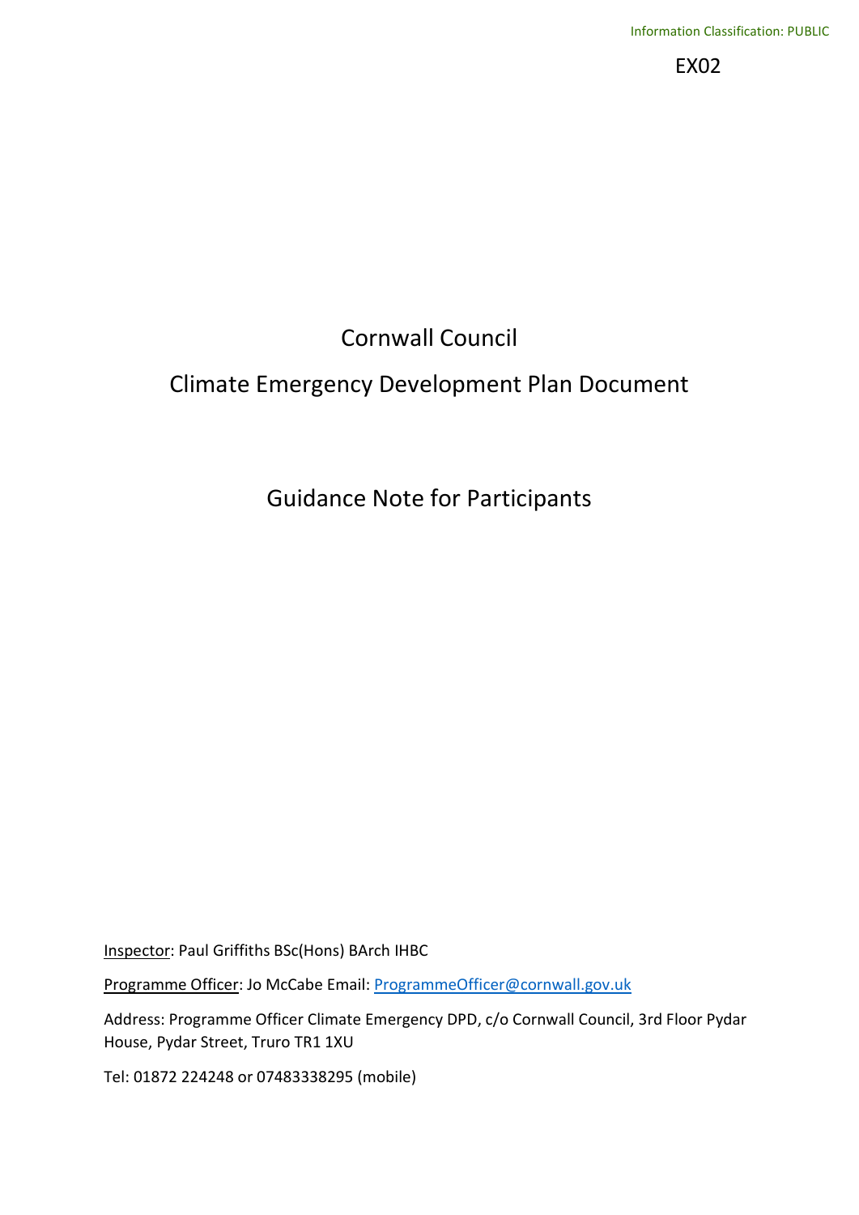EX02

# Cornwall Council

# Climate Emergency Development Plan Document

## Guidance Note for Participants

Inspector: Paul Griffiths BSc(Hons) BArch IHBC

Programme Officer: Jo McCabe Email: ProgrammeOfficer@cornwall.gov.uk

Address: Programme Officer Climate Emergency DPD, c/o Cornwall Council, 3rd Floor Pydar House, Pydar Street, Truro TR1 1XU

Tel: 01872 224248 or 07483338295 (mobile)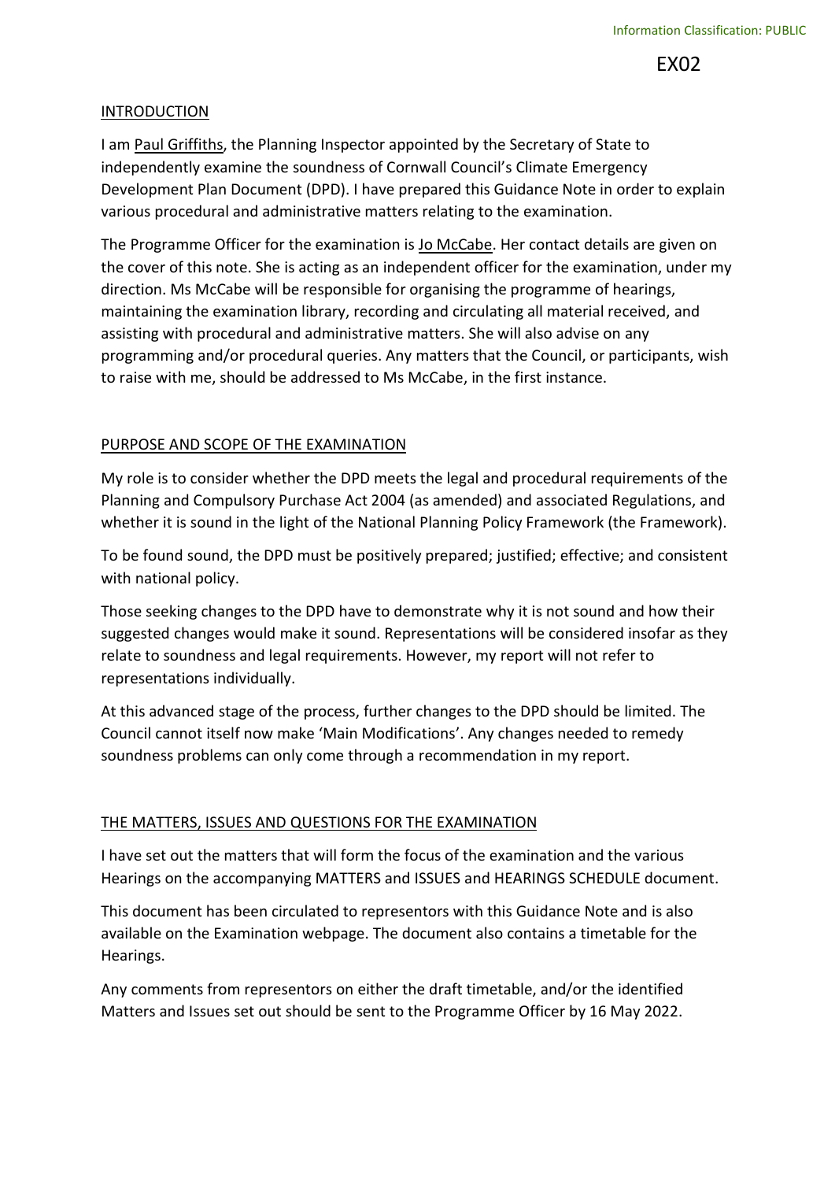## INTRODUCTION

I am Paul Griffiths, the Planning Inspector appointed by the Secretary of State to independently examine the soundness of Cornwall Council's Climate Emergency Development Plan Document (DPD). I have prepared this Guidance Note in order to explain various procedural and administrative matters relating to the examination.

The Programme Officer for the examination is Jo McCabe. Her contact details are given on the cover of this note. She is acting as an independent officer for the examination, under my direction. Ms McCabe will be responsible for organising the programme of hearings, maintaining the examination library, recording and circulating all material received, and assisting with procedural and administrative matters. She will also advise on any programming and/or procedural queries. Any matters that the Council, or participants, wish to raise with me, should be addressed to Ms McCabe, in the first instance.

## PURPOSE AND SCOPE OF THE EXAMINATION

My role is to consider whether the DPD meets the legal and procedural requirements of the Planning and Compulsory Purchase Act 2004 (as amended) and associated Regulations, and whether it is sound in the light of the National Planning Policy Framework (the Framework).

To be found sound, the DPD must be positively prepared; justified; effective; and consistent with national policy.

Those seeking changes to the DPD have to demonstrate why it is not sound and how their suggested changes would make it sound. Representations will be considered insofar as they relate to soundness and legal requirements. However, my report will not refer to representations individually.

At this advanced stage of the process, further changes to the DPD should be limited. The Council cannot itself now make 'Main Modifications'. Any changes needed to remedy soundness problems can only come through a recommendation in my report.

## THE MATTERS, ISSUES AND QUESTIONS FOR THE EXAMINATION

I have set out the matters that will form the focus of the examination and the various Hearings on the accompanying MATTERS and ISSUES and HEARINGS SCHEDULE document.

This document has been circulated to representors with this Guidance Note and is also available on the Examination webpage. The document also contains a timetable for the Hearings.

Any comments from representors on either the draft timetable, and/or the identified Matters and Issues set out should be sent to the Programme Officer by 16 May 2022.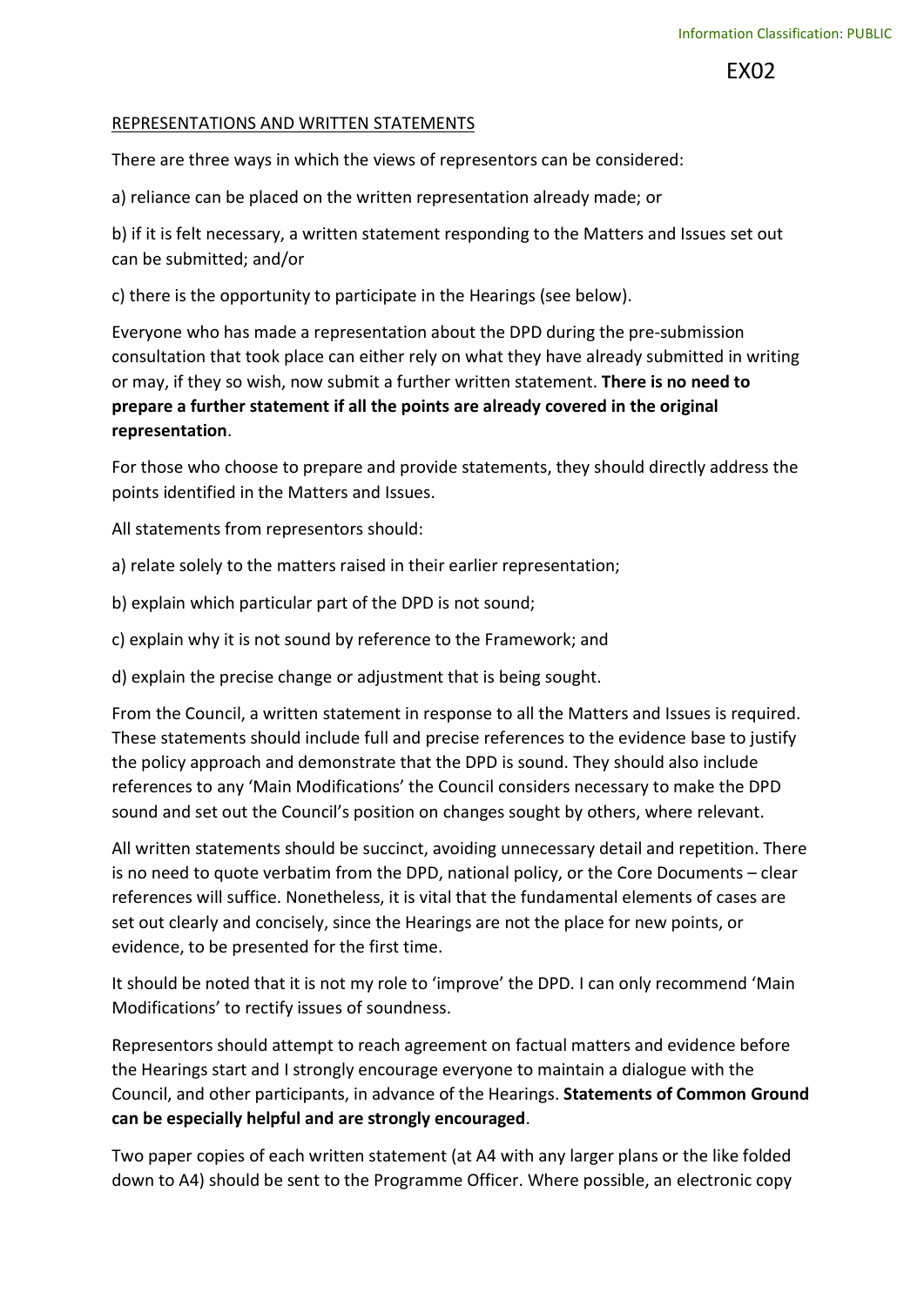REPRESENTATIONS AND WRITTEN STATEMENTS

There are three ways in which the views of representors can be considered:

a) reliance can be placed on the written representation already made; or

b) if it is felt necessary, a written statement responding to the Matters and Issues set out can be submitted; and/or

c) there is the opportunity to participate in the Hearings (see below).

Everyone who has made a representation about the DPD during the pre-submission consultation that took place can either rely on what they have already submitted in writing or may, if they so wish, now submit a further written statement. **There is no need to prepare a further statement if all the points are already covered in the original representation**.

For those who choose to prepare and provide statements, they should directly address the points identified in the Matters and Issues.

All statements from representors should:

a) relate solely to the matters raised in their earlier representation;

b) explain which particular part of the DPD is not sound;

c) explain why it is not sound by reference to the Framework; and

d) explain the precise change or adjustment that is being sought.

From the Council, a written statement in response to all the Matters and Issues is required. These statements should include full and precise references to the evidence base to justify the policy approach and demonstrate that the DPD is sound. They should also include references to any 'Main Modifications' the Council considers necessary to make the DPD sound and set out the Council's position on changes sought by others, where relevant.

All written statements should be succinct, avoiding unnecessary detail and repetition. There is no need to quote verbatim from the DPD, national policy, or the Core Documents – clear references will suffice. Nonetheless, it is vital that the fundamental elements of cases are set out clearly and concisely, since the Hearings are not the place for new points, or evidence, to be presented for the first time.

It should be noted that it is not my role to 'improve' the DPD. I can only recommend 'Main Modifications' to rectify issues of soundness.

Representors should attempt to reach agreement on factual matters and evidence before the Hearings start and I strongly encourage everyone to maintain a dialogue with the Council, and other participants, in advance of the Hearings. **Statements of Common Ground can be especially helpful and are strongly encouraged**.

Two paper copies of each written statement (at A4 with any larger plans or the like folded down to A4) should be sent to the Programme Officer. Where possible, an electronic copy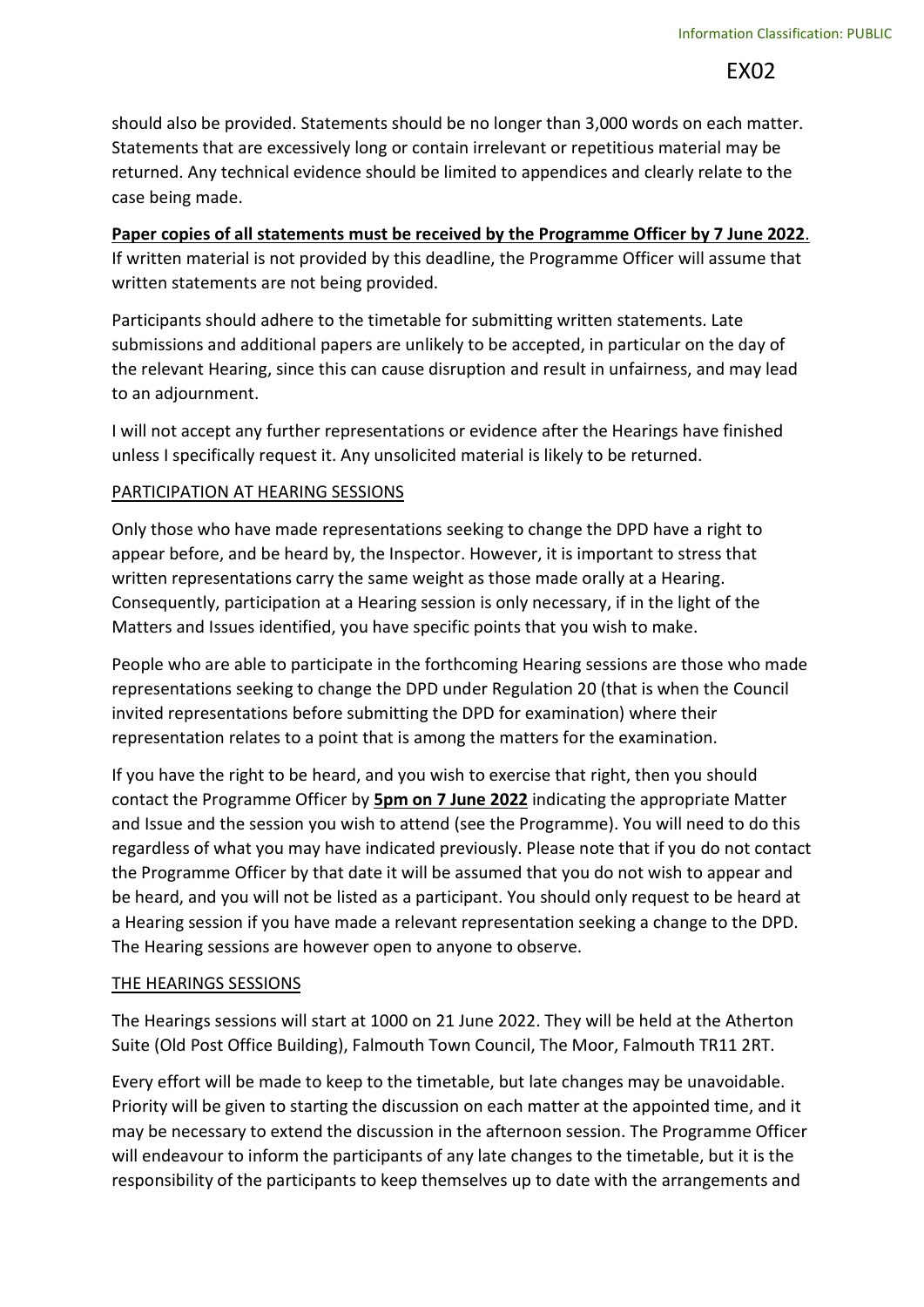should also be provided. Statements should be no longer than 3,000 words on each matter. Statements that are excessively long or contain irrelevant or repetitious material may be returned. Any technical evidence should be limited to appendices and clearly relate to the case being made.

**Paper copies of all statements must be received by the Programme Officer by 7 June 2022**. If written material is not provided by this deadline, the Programme Officer will assume that written statements are not being provided.

Participants should adhere to the timetable for submitting written statements. Late submissions and additional papers are unlikely to be accepted, in particular on the day of the relevant Hearing, since this can cause disruption and result in unfairness, and may lead to an adjournment.

I will not accept any further representations or evidence after the Hearings have finished unless I specifically request it. Any unsolicited material is likely to be returned.

PARTICIPATION AT HEARING SESSIONS

Only those who have made representations seeking to change the DPD have a right to appear before, and be heard by, the Inspector. However, it is important to stress that written representations carry the same weight as those made orally at a Hearing. Consequently, participation at a Hearing session is only necessary, if in the light of the Matters and Issues identified, you have specific points that you wish to make.

People who are able to participate in the forthcoming Hearing sessions are those who made representations seeking to change the DPD under Regulation 20 (that is when the Council invited representations before submitting the DPD for examination) where their representation relates to a point that is among the matters for the examination.

If you have the right to be heard, and you wish to exercise that right, then you should contact the Programme Officer by **5pm on 7 June 2022** indicating the appropriate Matter and Issue and the session you wish to attend (see the Programme). You will need to do this regardless of what you may have indicated previously. Please note that if you do not contact the Programme Officer by that date it will be assumed that you do not wish to appear and be heard, and you will not be listed as a participant. You should only request to be heard at a Hearing session if you have made a relevant representation seeking a change to the DPD. The Hearing sessions are however open to anyone to observe.

THE HEARINGS SESSIONS

The Hearings sessions will start at 1000 on 21 June 2022. They will be held at the Atherton Suite (Old Post Office Building), Falmouth Town Council, The Moor, Falmouth TR11 2RT.

Every effort will be made to keep to the timetable, but late changes may be unavoidable. Priority will be given to starting the discussion on each matter at the appointed time, and it may be necessary to extend the discussion in the afternoon session. The Programme Officer will endeavour to inform the participants of any late changes to the timetable, but it is the responsibility of the participants to keep themselves up to date with the arrangements and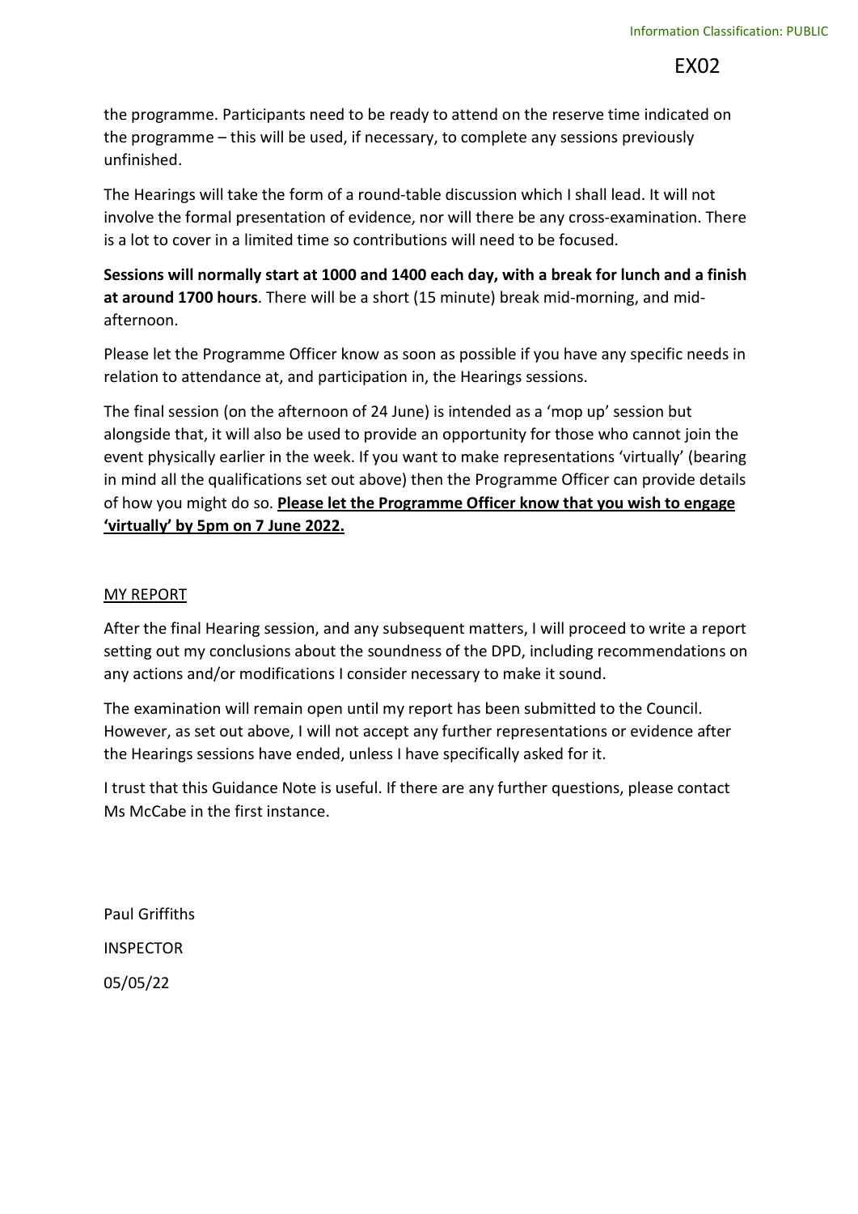the programme. Participants need to be ready to attend on the reserve time indicated on the programme – this will be used, if necessary, to complete any sessions previously unfinished.

The Hearings will take the form of a round-table discussion which I shall lead. It will not involve the formal presentation of evidence, nor will there be any cross-examination. There is a lot to cover in a limited time so contributions will need to be focused.

**Sessions will normally start at 1000 and 1400 each day, with a break for lunch and a finish at around 1700 hours**. There will be a short (15 minute) break mid-morning, and mid-afternoon.

Please let the Programme Officer know as soon as possible if you have any specific needs in relation to attendance at, and participation in, the Hearings sessions.

The final session (on the afternoon of 24 June) is intended as a 'mop up' session but alongside that, it will also be used to provide an opportunity for those who cannot join the event physically earlier in the week. If you want to make representations 'virtually' (bearing in mind all the qualifications set out above) then the Programme Officer can provide details of how you might do so. **Please let the Programme Officer know that you wish to engage 'virtually' by 5pm on 7 June 2022.**

## MY REPORT

After the final Hearing session, and any subsequent matters, I will proceed to write a report setting out my conclusions about the soundness of the DPD, including recommendations on any actions and/or modifications I consider necessary to make it sound.

The examination will remain open until my report has been submitted to the Council. However, as set out above, I will not accept any further representations or evidence after the Hearings sessions have ended, unless I have specifically asked for it.

I trust that this Guidance Note is useful. If there are any further questions, please contact Ms McCabe in the first instance.

Paul Griffiths

INSPECTOR

05/05/22